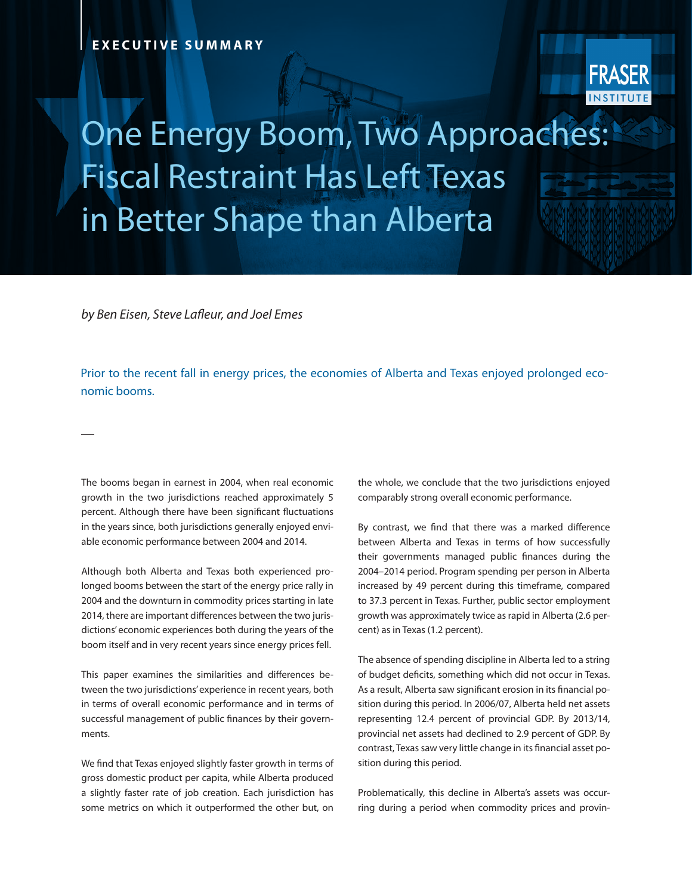EXECUTIVE SUMMARY

# One Energy Boom, Two Approaches: Fiscal Restraint Has Left Texas in Better Shape than Alberta

*by Ben Eisen, Steve Lafleur, and Joel Emes*

Prior to the recent fall in energy prices, the economies of Alberta and Texas enjoyed prolonged economic booms.

The booms began in earnest in 2004, when real economic growth in the two jurisdictions reached approximately 5 percent. Although there have been significant fluctuations in the years since, both jurisdictions generally enjoyed enviable economic performance between 2004 and 2014.

Although both Alberta and Texas both experienced prolonged booms between the start of the energy price rally in 2004 and the downturn in commodity prices starting in late 2014, there are important differences between the two jurisdictions' economic experiences both during the years of the boom itself and in very recent years since energy prices fell.

This paper examines the similarities and differences between the two jurisdictions' experience in recent years, both in terms of overall economic performance and in terms of successful management of public finances by their governments.

We find that Texas enjoyed slightly faster growth in terms of gross domestic product per capita, while Alberta produced a slightly faster rate of job creation. Each jurisdiction has some metrics on which it outperformed the other but, on the whole, we conclude that the two jurisdictions enjoyed comparably strong overall economic performance.

By contrast, we find that there was a marked difference between Alberta and Texas in terms of how successfully their governments managed public finances during the 2004–2014 period. Program spending per person in Alberta increased by 49 percent during this timeframe, compared to 37.3 percent in Texas. Further, public sector employment growth was approximately twice as rapid in Alberta (2.6 percent) as in Texas (1.2 percent).

The absence of spending discipline in Alberta led to a string of budget deficits, something which did not occur in Texas. As a result, Alberta saw significant erosion in its financial position during this period. In 2006/07, Alberta held net assets representing 12.4 percent of provincial GDP. By 2013/14, provincial net assets had declined to 2.9 percent of GDP. By contrast, Texas saw very little change in its financial asset position during this period.

Problematically, this decline in Alberta's assets was occurring during a period when commodity prices and provin-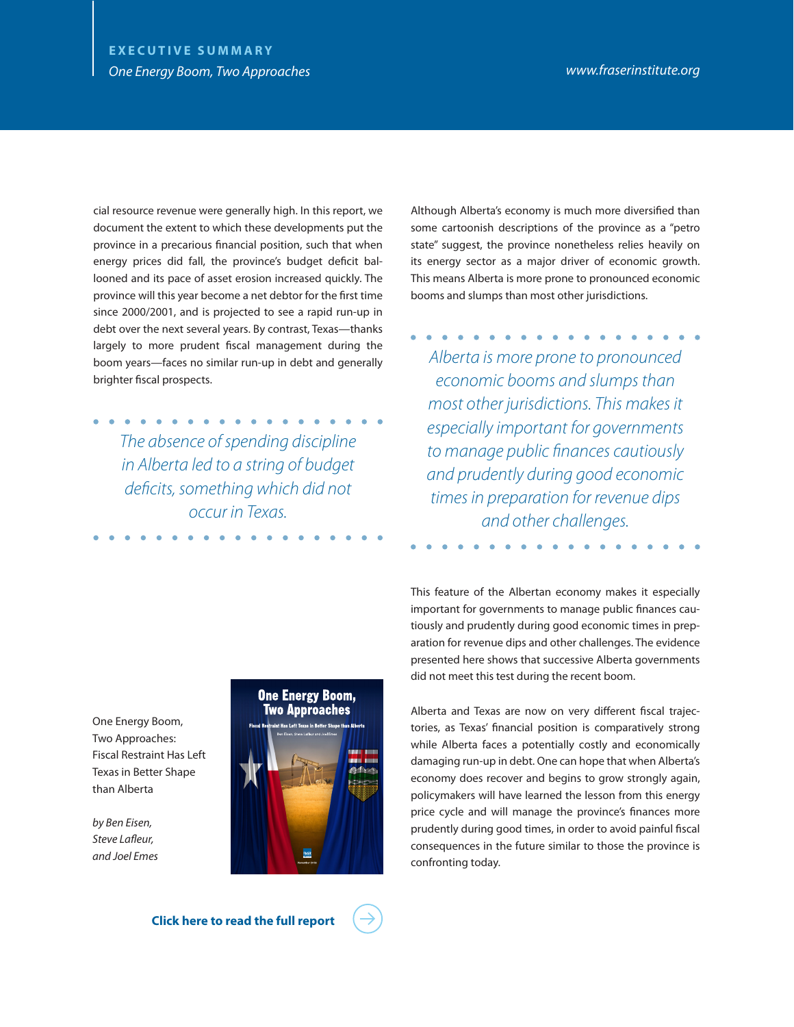cial resource revenue were generally high. In this report, we document the extent to which these developments put the province in a precarious financial position, such that when energy prices did fall, the province's budget deficit ballooned and its pace of asset erosion increased quickly. The province will this year become a net debtor for the first time since 2000/2001, and is projected to see a rapid run-up in debt over the next several years. By contrast, Texas—thanks largely to more prudent fiscal management during the boom years—faces no similar run-up in debt and generally brighter fiscal prospects.

*The absence of spending discipline in Alberta led to a string of budget deficits, something which did not occur in Texas.*

One Energy Boom, Two Approaches: Fiscal Restraint Has Left Texas in Better Shape than Alberta

*by Ben Eisen, Steve Lafleur, and Joel Emes*

**Click here to read the full report**

Although Alberta's economy is much more diversified than some cartoonish descriptions of the province as a "petro state" suggest, the province nonetheless relies heavily on its energy sector as a major driver of economic growth. This means Alberta is more prone to pronounced economic booms and slumps than most other jurisdictions.

*Alberta is more prone to pronounced economic booms and slumps than most other jurisdictions. This makes it especially important for governments to manage public finances cautiously and prudently during good economic times in preparation for revenue dips and other challenges.*

This feature of the Albertan economy makes it especially important for governments to manage public finances cautiously and prudently during good economic times in preparation for revenue dips and other challenges. The evidence presented here shows that successive Alberta governments did not meet this test during the recent boom.

Alberta and Texas are now on very different fiscal trajectories, as Texas' financial position is comparatively strong while Alberta faces a potentially costly and economically damaging run-up in debt. One can hope that when Alberta's economy does recover and begins to grow strongly again, policymakers will have learned the lesson from this energy price cycle and will manage the province's finances more prudently during good times, in order to avoid painful fiscal consequences in the future similar to those the province is confronting today.